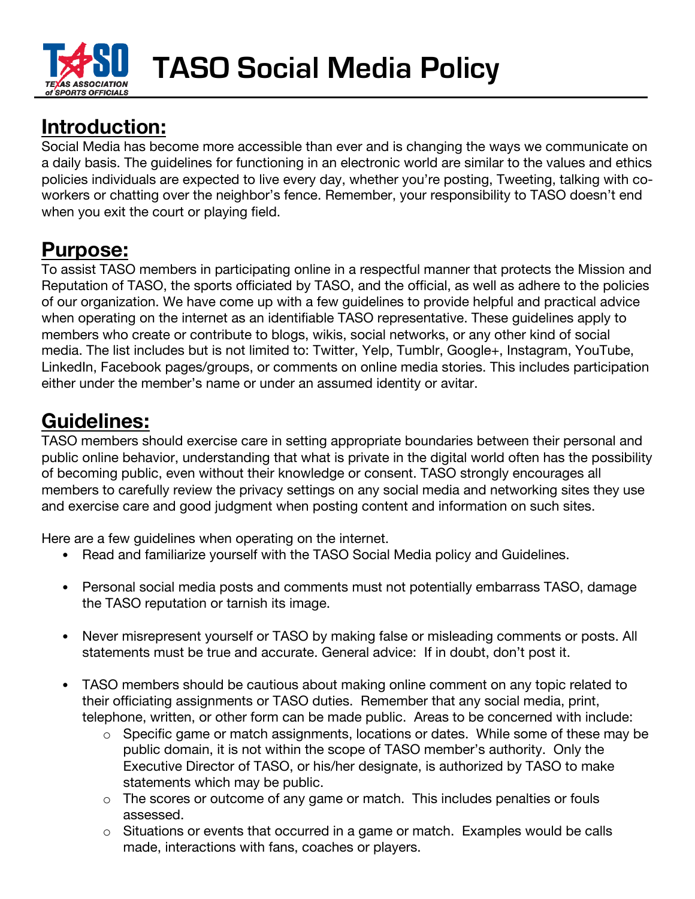# TASO Social Media Policy

## Introduction:

Social Media has become more accessible than ever and is changing the ways we communicate on a daily basis. The guidelines for functioning in an electronic world are similar to the values and ethics policies individuals are expected to live every day, whether you're posting, Tweeting, talking with co-workers or chatting over the neighbor's fence. Remember, your responsibility to TASO doesn't end when you exit the court or playing field.

## Purpose:

To assist TASO members in participating online in a respectful manner that protects the Mission and Reputation of TASO, the sports officiated by TASO, and the official, as well as adhere to the policies of our organization. We have come up with a few guidelines to provide helpful and practical advice when operating on the internet as an identifiable TASO representative. These guidelines apply to members who create or contribute to blogs, wikis, social networks, or any other kind of social media. The list includes but is not limited to: Twitter, Yelp, Tumblr, Google+, Instagram, YouTube, LinkedIn, Facebook pages/groups, or comments on online media stories. This includes participation either under the member's name or under an assumed identity or avitar.

## Guidelines:

TASO members should exercise care in setting appropriate boundaries between their personal and public online behavior, understanding that what is private in the digital world often has the possibility of becoming public, even without their knowledge or consent. TASO strongly encourages all members to carefully review the privacy settings on any social media and networking sites they use and exercise care and good judgment when posting content and information on such sites.

Here are a few guidelines when operating on the internet.

- Read and familiarize yourself with the TASO Social Media policy and Guidelines.
- Personal social media posts and comments must not potentially embarrass TASO, damage the TASO reputation or tarnish its image.
- Never misrepresent yourself or TASO by making false or misleading comments or posts. All statements must be true and accurate. General advice: If in doubt, don't post it.
- TASO members should be cautious about making online comment on any topic related to their officiating assignments or TASO duties. Remember that any social media, print, telephone, written, or other form can be made public. Areas to be concerned with include:
  - Specific game or match assignments, locations or dates. While some of these may be public domain, it is not within the scope of TASO member's authority. Only the Executive Director of TASO, or his/her designate, is authorized by TASO to make statements which may be public.
  - The scores or outcome of any game or match. This includes penalties or fouls assessed.
  - Situations or events that occurred in a game or match. Examples would be calls made, interactions with fans, coaches or players.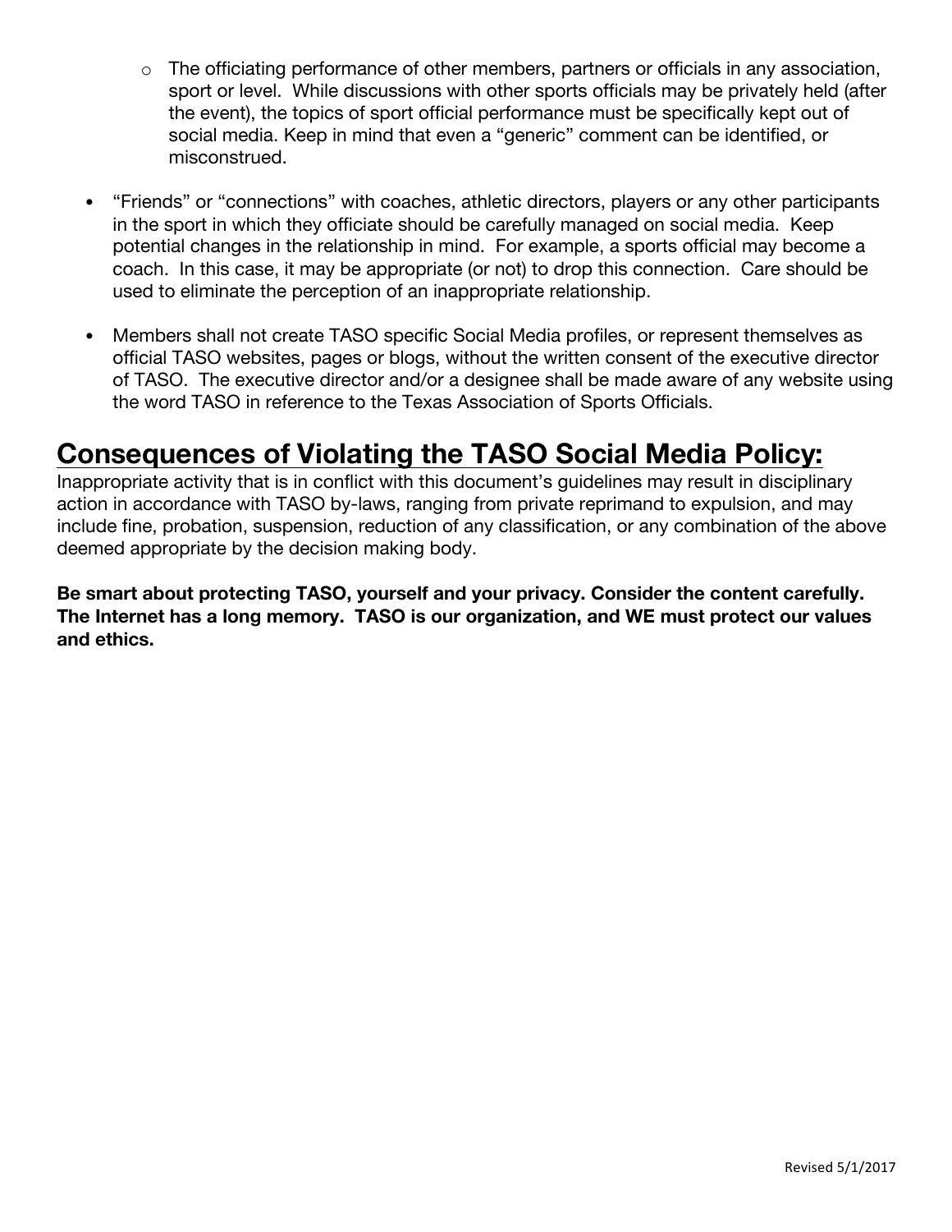- The officiating performance of other members, partners or officials in any association, sport or level. While discussions with other sports officials may be privately held (after the event), the topics of sport official performance must be specifically kept out of social media. Keep in mind that even a "generic" comment can be identified, or misconstrued.

- "Friends" or "connections" with coaches, athletic directors, players or any other participants in the sport in which they officiate should be carefully managed on social media. Keep potential changes in the relationship in mind. For example, a sports official may become a coach. In this case, it may be appropriate (or not) to drop this connection. Care should be used to eliminate the perception of an inappropriate relationship.

- Members shall not create TASO specific Social Media profiles, or represent themselves as official TASO websites, pages or blogs, without the written consent of the executive director of TASO. The executive director and/or a designee shall be made aware of any website using the word TASO in reference to the Texas Association of Sports Officials.

## Consequences of Violating the TASO Social Media Policy:

Inappropriate activity that is in conflict with this document's guidelines may result in disciplinary action in accordance with TASO by-laws, ranging from private reprimand to expulsion, and may include fine, probation, suspension, reduction of any classification, or any combination of the above deemed appropriate by the decision making body.

**Be smart about protecting TASO, yourself and your privacy. Consider the content carefully. The Internet has a long memory. TASO is our organization, and WE must protect our values and ethics.**

Revised 5/1/2017